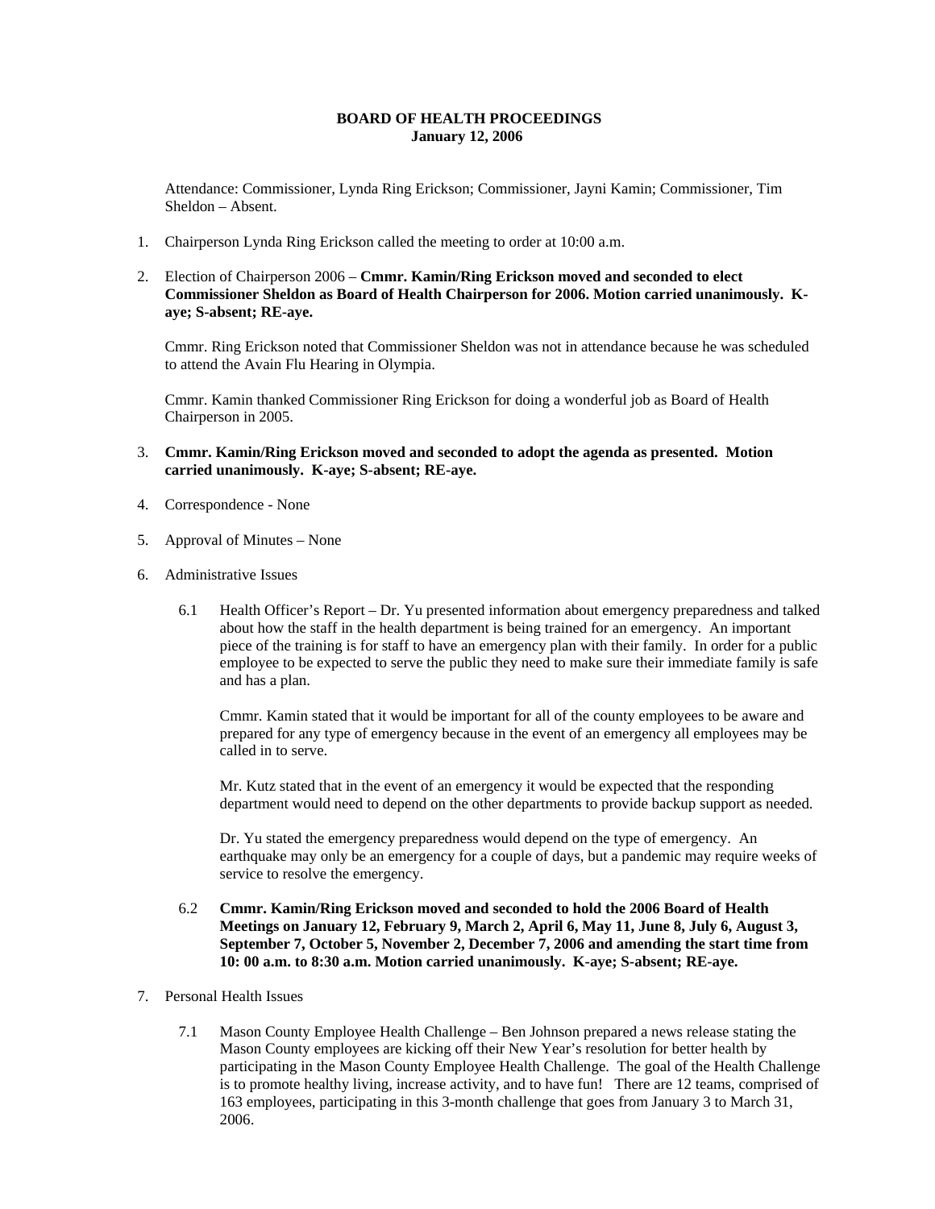**BOARD OF HEALTH PROCEEDINGS**
**January 12, 2006**

Attendance: Commissioner, Lynda Ring Erickson; Commissioner, Jayni Kamin; Commissioner, Tim Sheldon – Absent.

1. Chairperson Lynda Ring Erickson called the meeting to order at 10:00 a.m.

2. Election of Chairperson 2006 – **Cmmr. Kamin/Ring Erickson moved and seconded to elect Commissioner Sheldon as Board of Health Chairperson for 2006. Motion carried unanimously. K-aye; S-absent; RE-aye.**

   Cmmr. Ring Erickson noted that Commissioner Sheldon was not in attendance because he was scheduled to attend the Avain Flu Hearing in Olympia.

   Cmmr. Kamin thanked Commissioner Ring Erickson for doing a wonderful job as Board of Health Chairperson in 2005.

3. **Cmmr. Kamin/Ring Erickson moved and seconded to adopt the agenda as presented. Motion carried unanimously. K-aye; S-absent; RE-aye.**

4. Correspondence - None

5. Approval of Minutes – None

6. Administrative Issues

   6.1 Health Officer's Report – Dr. Yu presented information about emergency preparedness and talked about how the staff in the health department is being trained for an emergency. An important piece of the training is for staff to have an emergency plan with their family. In order for a public employee to be expected to serve the public they need to make sure their immediate family is safe and has a plan.

   Cmmr. Kamin stated that it would be important for all of the county employees to be aware and prepared for any type of emergency because in the event of an emergency all employees may be called in to serve.

   Mr. Kutz stated that in the event of an emergency it would be expected that the responding department would need to depend on the other departments to provide backup support as needed.

   Dr. Yu stated the emergency preparedness would depend on the type of emergency. An earthquake may only be an emergency for a couple of days, but a pandemic may require weeks of service to resolve the emergency.

   6.2 **Cmmr. Kamin/Ring Erickson moved and seconded to hold the 2006 Board of Health Meetings on January 12, February 9, March 2, April 6, May 11, June 8, July 6, August 3, September 7, October 5, November 2, December 7, 2006 and amending the start time from 10: 00 a.m. to 8:30 a.m. Motion carried unanimously. K-aye; S-absent; RE-aye.**

7. Personal Health Issues

   7.1 Mason County Employee Health Challenge – Ben Johnson prepared a news release stating the Mason County employees are kicking off their New Year's resolution for better health by participating in the Mason County Employee Health Challenge. The goal of the Health Challenge is to promote healthy living, increase activity, and to have fun! There are 12 teams, comprised of 163 employees, participating in this 3-month challenge that goes from January 3 to March 31, 2006.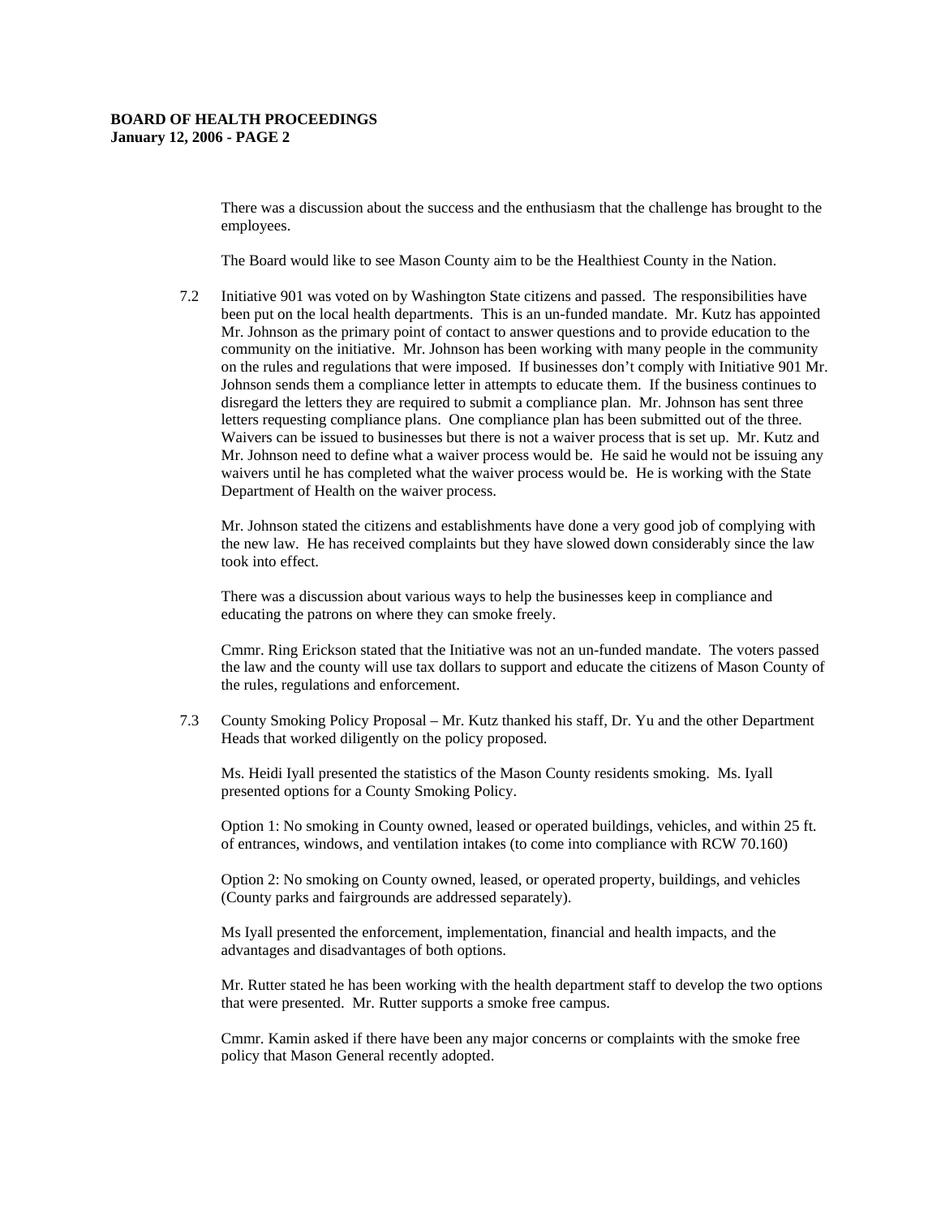There was a discussion about the success and the enthusiasm that the challenge has brought to the employees.

The Board would like to see Mason County aim to be the Healthiest County in the Nation.

7.2 Initiative 901 was voted on by Washington State citizens and passed. The responsibilities have been put on the local health departments. This is an un-funded mandate. Mr. Kutz has appointed Mr. Johnson as the primary point of contact to answer questions and to provide education to the community on the initiative. Mr. Johnson has been working with many people in the community on the rules and regulations that were imposed. If businesses don't comply with Initiative 901 Mr. Johnson sends them a compliance letter in attempts to educate them. If the business continues to disregard the letters they are required to submit a compliance plan. Mr. Johnson has sent three letters requesting compliance plans. One compliance plan has been submitted out of the three. Waivers can be issued to businesses but there is not a waiver process that is set up. Mr. Kutz and Mr. Johnson need to define what a waiver process would be. He said he would not be issuing any waivers until he has completed what the waiver process would be. He is working with the State Department of Health on the waiver process.

Mr. Johnson stated the citizens and establishments have done a very good job of complying with the new law. He has received complaints but they have slowed down considerably since the law took into effect.

There was a discussion about various ways to help the businesses keep in compliance and educating the patrons on where they can smoke freely.

Cmmr. Ring Erickson stated that the Initiative was not an un-funded mandate. The voters passed the law and the county will use tax dollars to support and educate the citizens of Mason County of the rules, regulations and enforcement.

7.3 County Smoking Policy Proposal – Mr. Kutz thanked his staff, Dr. Yu and the other Department Heads that worked diligently on the policy proposed.

Ms. Heidi Iyall presented the statistics of the Mason County residents smoking. Ms. Iyall presented options for a County Smoking Policy.

Option 1: No smoking in County owned, leased or operated buildings, vehicles, and within 25 ft. of entrances, windows, and ventilation intakes (to come into compliance with RCW 70.160)

Option 2: No smoking on County owned, leased, or operated property, buildings, and vehicles (County parks and fairgrounds are addressed separately).

Ms Iyall presented the enforcement, implementation, financial and health impacts, and the advantages and disadvantages of both options.

Mr. Rutter stated he has been working with the health department staff to develop the two options that were presented. Mr. Rutter supports a smoke free campus.

Cmmr. Kamin asked if there have been any major concerns or complaints with the smoke free policy that Mason General recently adopted.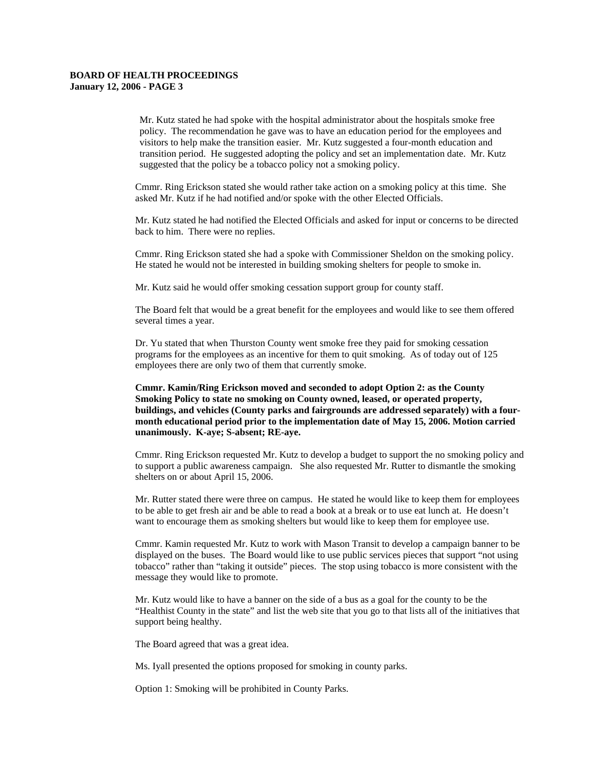Mr. Kutz stated he had spoke with the hospital administrator about the hospitals smoke free policy. The recommendation he gave was to have an education period for the employees and visitors to help make the transition easier. Mr. Kutz suggested a four-month education and transition period. He suggested adopting the policy and set an implementation date. Mr. Kutz suggested that the policy be a tobacco policy not a smoking policy.

Cmmr. Ring Erickson stated she would rather take action on a smoking policy at this time. She asked Mr. Kutz if he had notified and/or spoke with the other Elected Officials.

Mr. Kutz stated he had notified the Elected Officials and asked for input or concerns to be directed back to him. There were no replies.

Cmmr. Ring Erickson stated she had a spoke with Commissioner Sheldon on the smoking policy. He stated he would not be interested in building smoking shelters for people to smoke in.

Mr. Kutz said he would offer smoking cessation support group for county staff.

The Board felt that would be a great benefit for the employees and would like to see them offered several times a year.

Dr. Yu stated that when Thurston County went smoke free they paid for smoking cessation programs for the employees as an incentive for them to quit smoking. As of today out of 125 employees there are only two of them that currently smoke.

**Cmmr. Kamin/Ring Erickson moved and seconded to adopt Option 2: as the County Smoking Policy to state no smoking on County owned, leased, or operated property, buildings, and vehicles (County parks and fairgrounds are addressed separately) with a four-month educational period prior to the implementation date of May 15, 2006. Motion carried unanimously. K-aye; S-absent; RE-aye.**

Cmmr. Ring Erickson requested Mr. Kutz to develop a budget to support the no smoking policy and to support a public awareness campaign. She also requested Mr. Rutter to dismantle the smoking shelters on or about April 15, 2006.

Mr. Rutter stated there were three on campus. He stated he would like to keep them for employees to be able to get fresh air and be able to read a book at a break or to use eat lunch at. He doesn't want to encourage them as smoking shelters but would like to keep them for employee use.

Cmmr. Kamin requested Mr. Kutz to work with Mason Transit to develop a campaign banner to be displayed on the buses. The Board would like to use public services pieces that support "not using tobacco" rather than "taking it outside" pieces. The stop using tobacco is more consistent with the message they would like to promote.

Mr. Kutz would like to have a banner on the side of a bus as a goal for the county to be the "Healthist County in the state" and list the web site that you go to that lists all of the initiatives that support being healthy.

The Board agreed that was a great idea.

Ms. Iyall presented the options proposed for smoking in county parks.

Option 1: Smoking will be prohibited in County Parks.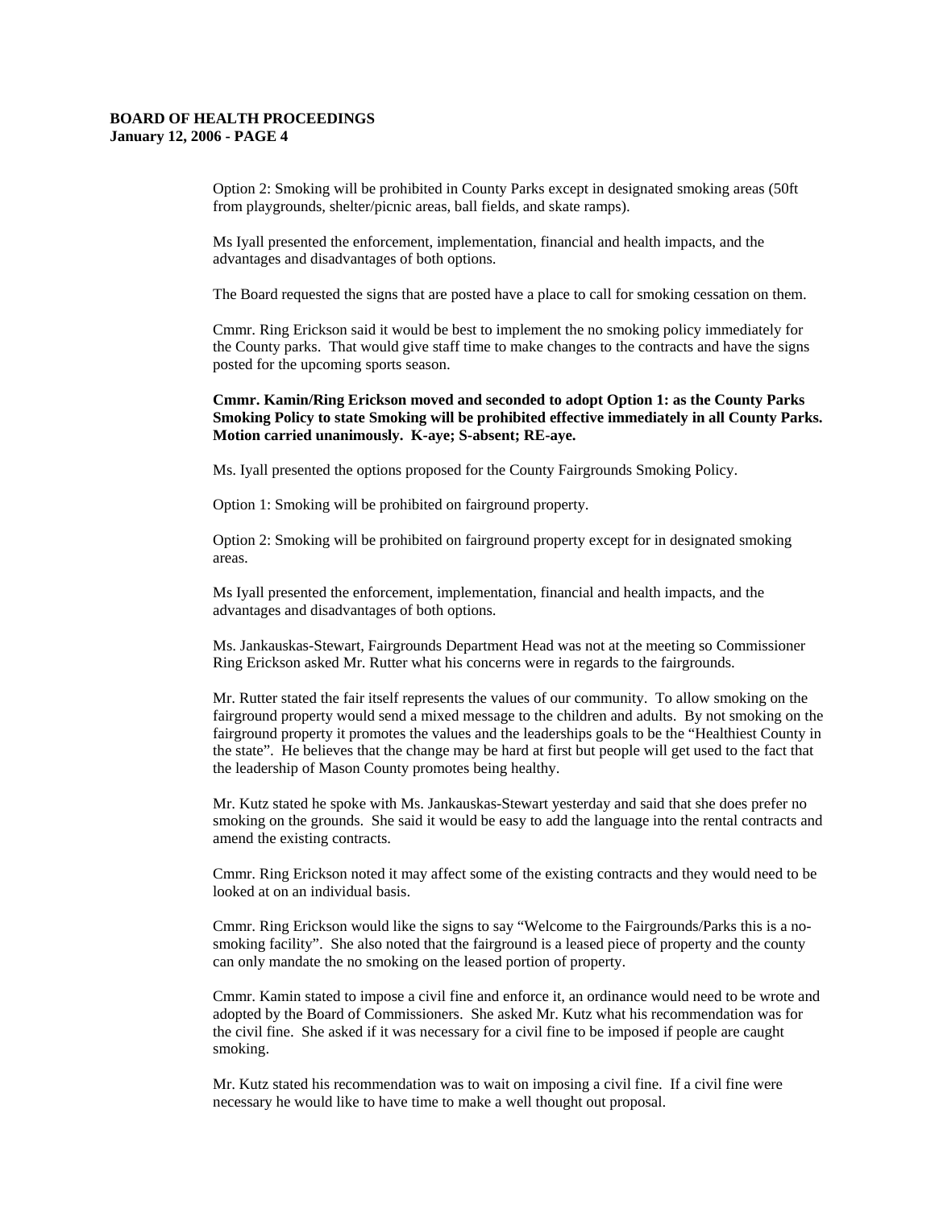Option 2: Smoking will be prohibited in County Parks except in designated smoking areas (50ft from playgrounds, shelter/picnic areas, ball fields, and skate ramps).

Ms Iyall presented the enforcement, implementation, financial and health impacts, and the advantages and disadvantages of both options.

The Board requested the signs that are posted have a place to call for smoking cessation on them.

Cmmr. Ring Erickson said it would be best to implement the no smoking policy immediately for the County parks. That would give staff time to make changes to the contracts and have the signs posted for the upcoming sports season.

**Cmmr. Kamin/Ring Erickson moved and seconded to adopt Option 1: as the County Parks Smoking Policy to state Smoking will be prohibited effective immediately in all County Parks. Motion carried unanimously. K-aye; S-absent; RE-aye.**

Ms. Iyall presented the options proposed for the County Fairgrounds Smoking Policy.

Option 1: Smoking will be prohibited on fairground property.

Option 2: Smoking will be prohibited on fairground property except for in designated smoking areas.

Ms Iyall presented the enforcement, implementation, financial and health impacts, and the advantages and disadvantages of both options.

Ms. Jankauskas-Stewart, Fairgrounds Department Head was not at the meeting so Commissioner Ring Erickson asked Mr. Rutter what his concerns were in regards to the fairgrounds.

Mr. Rutter stated the fair itself represents the values of our community. To allow smoking on the fairground property would send a mixed message to the children and adults. By not smoking on the fairground property it promotes the values and the leaderships goals to be the "Healthiest County in the state". He believes that the change may be hard at first but people will get used to the fact that the leadership of Mason County promotes being healthy.

Mr. Kutz stated he spoke with Ms. Jankauskas-Stewart yesterday and said that she does prefer no smoking on the grounds. She said it would be easy to add the language into the rental contracts and amend the existing contracts.

Cmmr. Ring Erickson noted it may affect some of the existing contracts and they would need to be looked at on an individual basis.

Cmmr. Ring Erickson would like the signs to say "Welcome to the Fairgrounds/Parks this is a no-smoking facility". She also noted that the fairground is a leased piece of property and the county can only mandate the no smoking on the leased portion of property.

Cmmr. Kamin stated to impose a civil fine and enforce it, an ordinance would need to be wrote and adopted by the Board of Commissioners. She asked Mr. Kutz what his recommendation was for the civil fine. She asked if it was necessary for a civil fine to be imposed if people are caught smoking.

Mr. Kutz stated his recommendation was to wait on imposing a civil fine. If a civil fine were necessary he would like to have time to make a well thought out proposal.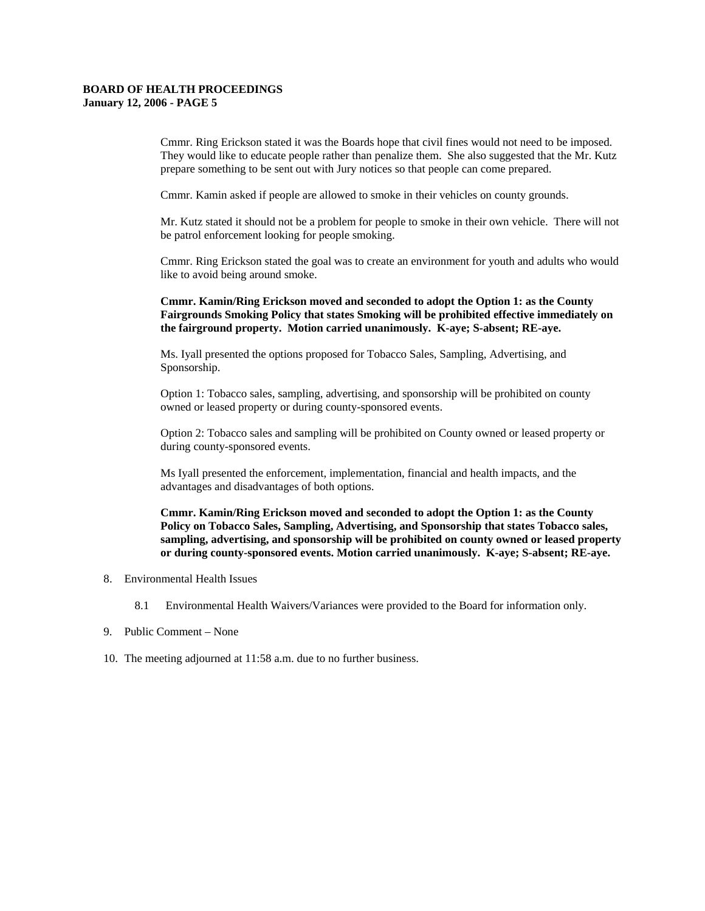Cmmr. Ring Erickson stated it was the Boards hope that civil fines would not need to be imposed. They would like to educate people rather than penalize them. She also suggested that the Mr. Kutz prepare something to be sent out with Jury notices so that people can come prepared.

Cmmr. Kamin asked if people are allowed to smoke in their vehicles on county grounds.

Mr. Kutz stated it should not be a problem for people to smoke in their own vehicle. There will not be patrol enforcement looking for people smoking.

Cmmr. Ring Erickson stated the goal was to create an environment for youth and adults who would like to avoid being around smoke.

**Cmmr. Kamin/Ring Erickson moved and seconded to adopt the Option 1: as the County Fairgrounds Smoking Policy that states Smoking will be prohibited effective immediately on the fairground property. Motion carried unanimously. K-aye; S-absent; RE-aye.**

Ms. Iyall presented the options proposed for Tobacco Sales, Sampling, Advertising, and Sponsorship.

Option 1: Tobacco sales, sampling, advertising, and sponsorship will be prohibited on county owned or leased property or during county-sponsored events.

Option 2: Tobacco sales and sampling will be prohibited on County owned or leased property or during county-sponsored events.

Ms Iyall presented the enforcement, implementation, financial and health impacts, and the advantages and disadvantages of both options.

**Cmmr. Kamin/Ring Erickson moved and seconded to adopt the Option 1: as the County Policy on Tobacco Sales, Sampling, Advertising, and Sponsorship that states Tobacco sales, sampling, advertising, and sponsorship will be prohibited on county owned or leased property or during county-sponsored events. Motion carried unanimously. K-aye; S-absent; RE-aye.**

8. Environmental Health Issues

   8.1 Environmental Health Waivers/Variances were provided to the Board for information only.

9. Public Comment – None

10. The meeting adjourned at 11:58 a.m. due to no further business.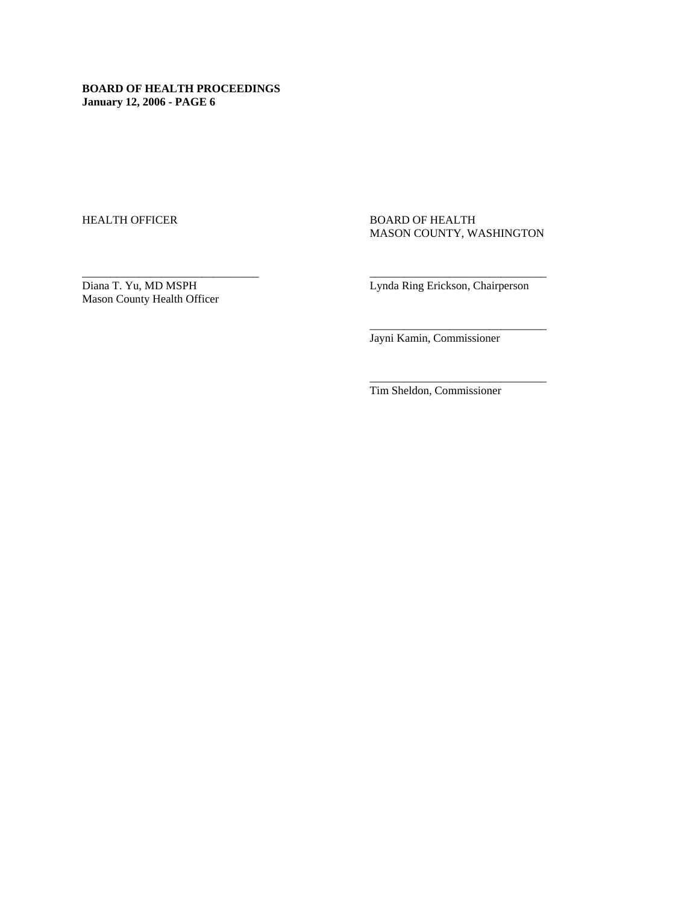HEALTH OFFICER

\_\_\_\_\_\_\_\_\_\_\_\_\_\_\_\_\_\_\_\_\_\_\_\_\_\_\_\_\_\_\_
Diana T. Yu, MD MSPH
Mason County Health Officer

BOARD OF HEALTH
MASON COUNTY, WASHINGTON

\_\_\_\_\_\_\_\_\_\_\_\_\_\_\_\_\_\_\_\_\_\_\_\_\_\_\_\_\_\_\_
Lynda Ring Erickson, Chairperson

\_\_\_\_\_\_\_\_\_\_\_\_\_\_\_\_\_\_\_\_\_\_\_\_\_\_\_\_\_\_\_
Jayni Kamin, Commissioner

\_\_\_\_\_\_\_\_\_\_\_\_\_\_\_\_\_\_\_\_\_\_\_\_\_\_\_\_\_\_\_
Tim Sheldon, Commissioner